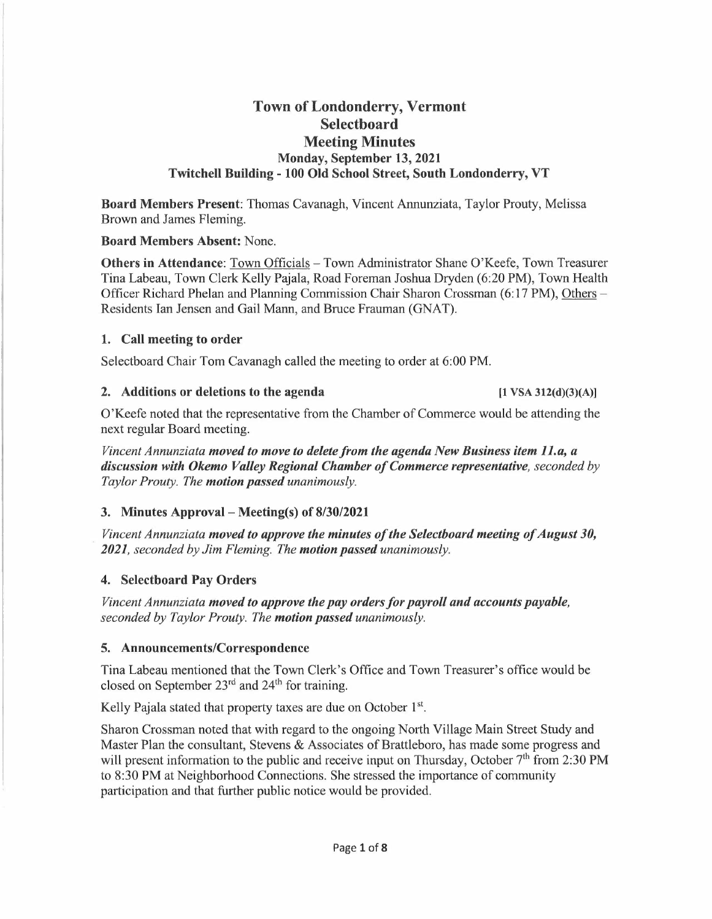# Town of Londonderry, Vermont
## Selectboard
## Meeting Minutes
### Monday, September 13, 2021
### Twitchell Building - 100 Old School Street, South Londonderry, VT

**Board Members Present**: Thomas Cavanagh, Vincent Annunziata, Taylor Prouty, Melissa Brown and James Fleming.

**Board Members Absent:** None.

**Others in Attendance**: Town Officials – Town Administrator Shane O'Keefe, Town Treasurer Tina Labeau, Town Clerk Kelly Pajala, Road Foreman Joshua Dryden (6:20 PM), Town Health Officer Richard Phelan and Planning Commission Chair Sharon Crossman (6:17 PM), Others – Residents Ian Jensen and Gail Mann, and Bruce Frauman (GNAT).

### 1. Call meeting to order

Selectboard Chair Tom Cavanagh called the meeting to order at 6:00 PM.

### 2. Additions or deletions to the agenda [1 VSA 312(d)(3)(A)]

O'Keefe noted that the representative from the Chamber of Commerce would be attending the next regular Board meeting.

*Vincent Annunziata* ***moved to move to delete from the agenda New Business item 11.a, a discussion with Okemo Valley Regional Chamber of Commerce representative,*** *seconded by Taylor Prouty. The* ***motion passed*** *unanimously.*

### 3. Minutes Approval – Meeting(s) of 8/30/2021

*Vincent Annunziata* ***moved to approve the minutes of the Selectboard meeting of August 30, 2021,*** *seconded by Jim Fleming. The* ***motion passed*** *unanimously.*

### 4. Selectboard Pay Orders

*Vincent Annunziata* ***moved to approve the pay orders for payroll and accounts payable,*** *seconded by Taylor Prouty. The* ***motion passed*** *unanimously.*

### 5. Announcements/Correspondence

Tina Labeau mentioned that the Town Clerk's Office and Town Treasurer's office would be closed on September 23rd and 24th for training.

Kelly Pajala stated that property taxes are due on October 1st.

Sharon Crossman noted that with regard to the ongoing North Village Main Street Study and Master Plan the consultant, Stevens & Associates of Brattleboro, has made some progress and will present information to the public and receive input on Thursday, October 7th from 2:30 PM to 8:30 PM at Neighborhood Connections. She stressed the importance of community participation and that further public notice would be provided.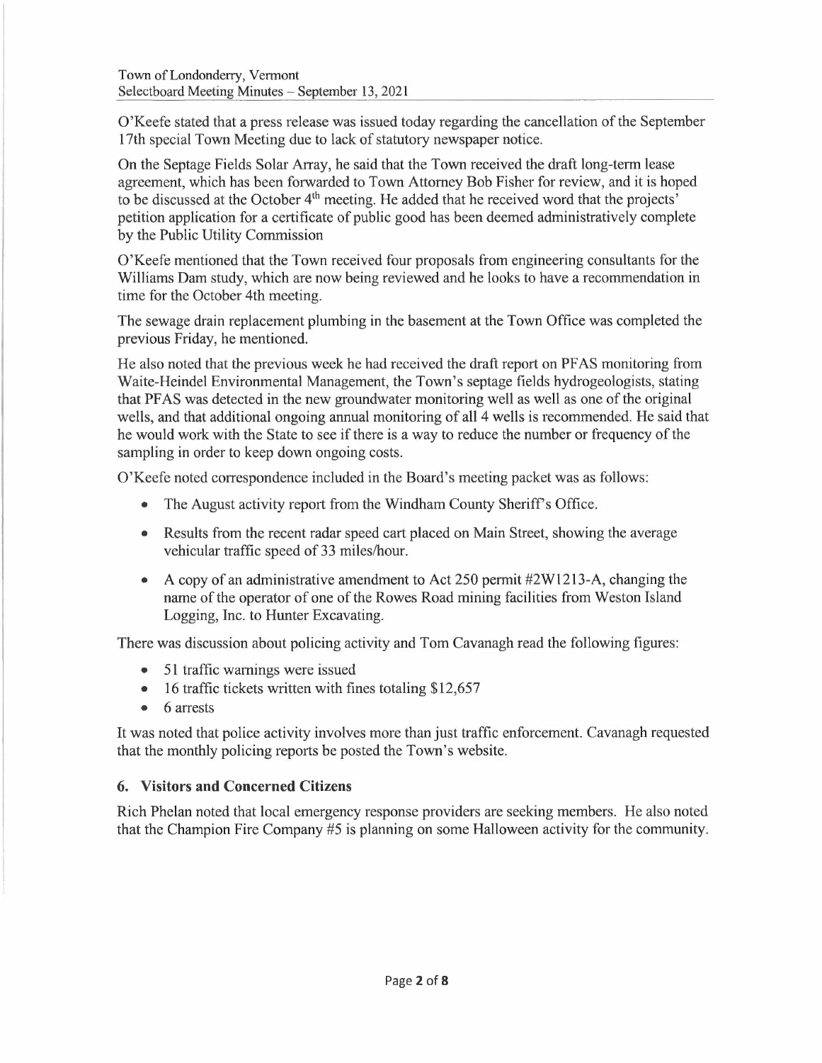O'Keefe stated that a press release was issued today regarding the cancellation of the September 17th special Town Meeting due to lack of statutory newspaper notice.

On the Septage Fields Solar Array, he said that the Town received the draft long-term lease agreement, which has been forwarded to Town Attorney Bob Fisher for review, and it is hoped to be discussed at the October 4th meeting. He added that he received word that the projects' petition application for a certificate of public good has been deemed administratively complete by the Public Utility Commission

O'Keefe mentioned that the Town received four proposals from engineering consultants for the Williams Dam study, which are now being reviewed and he looks to have a recommendation in time for the October 4th meeting.

The sewage drain replacement plumbing in the basement at the Town Office was completed the previous Friday, he mentioned.

He also noted that the previous week he had received the draft report on PFAS monitoring from Waite-Heindel Environmental Management, the Town's septage fields hydrogeologists, stating that PFAS was detected in the new groundwater monitoring well as well as one of the original wells, and that additional ongoing annual monitoring of all 4 wells is recommended. He said that he would work with the State to see if there is a way to reduce the number or frequency of the sampling in order to keep down ongoing costs.

O'Keefe noted correspondence included in the Board's meeting packet was as follows:

- The August activity report from the Windham County Sheriff's Office.
- Results from the recent radar speed cart placed on Main Street, showing the average vehicular traffic speed of 33 miles/hour.
- A copy of an administrative amendment to Act 250 permit #2W1213-A, changing the name of the operator of one of the Rowes Road mining facilities from Weston Island Logging, Inc. to Hunter Excavating.

There was discussion about policing activity and Tom Cavanagh read the following figures:

- 51 traffic warnings were issued
- 16 traffic tickets written with fines totaling $12,657
- 6 arrests

It was noted that police activity involves more than just traffic enforcement. Cavanagh requested that the monthly policing reports be posted the Town's website.

### 6. Visitors and Concerned Citizens

Rich Phelan noted that local emergency response providers are seeking members. He also noted that the Champion Fire Company #5 is planning on some Halloween activity for the community.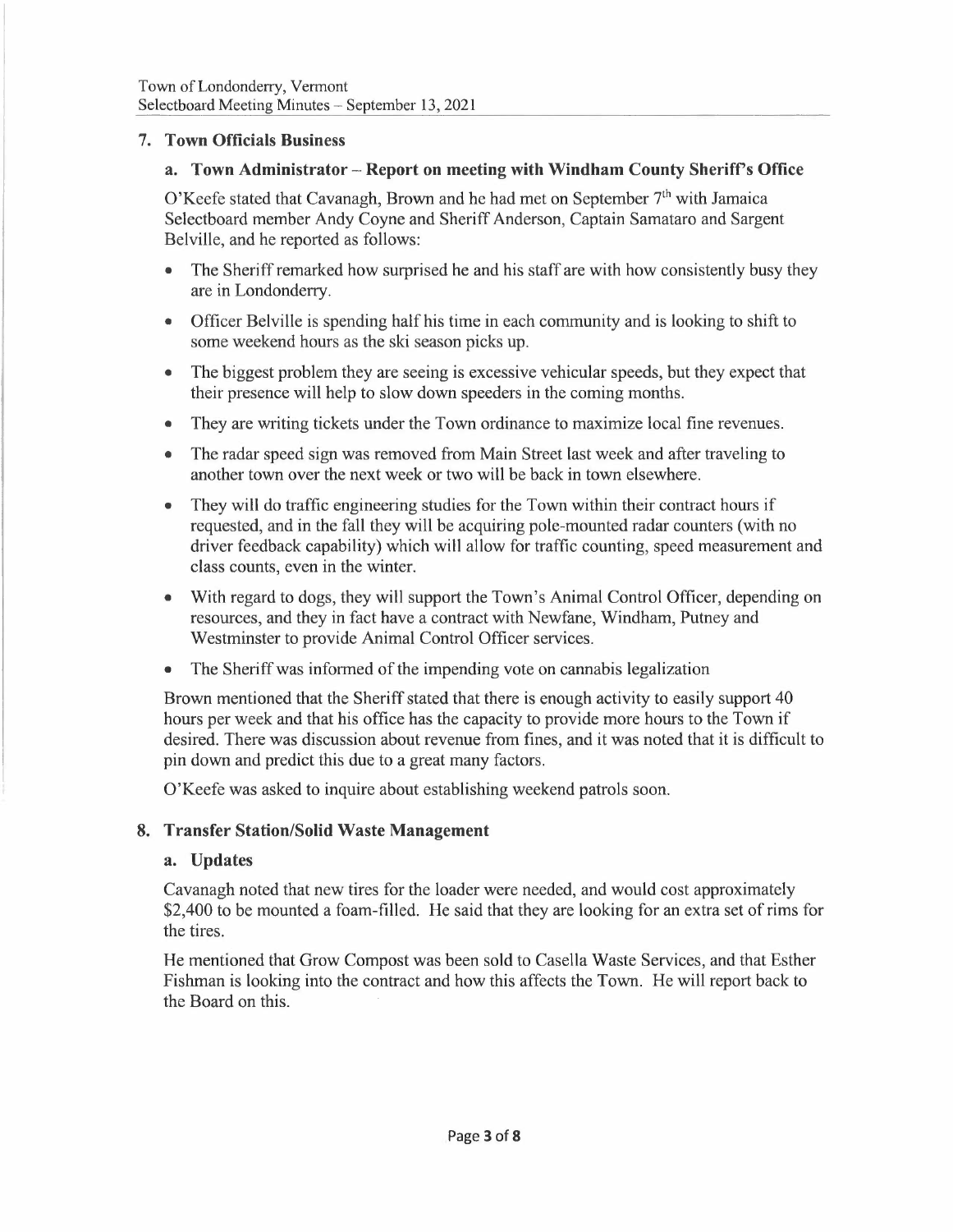## 7. Town Officials Business

### a. Town Administrator – Report on meeting with Windham County Sheriff's Office

O'Keefe stated that Cavanagh, Brown and he had met on September 7th with Jamaica Selectboard member Andy Coyne and Sheriff Anderson, Captain Samataro and Sargent Belville, and he reported as follows:

- The Sheriff remarked how surprised he and his staff are with how consistently busy they are in Londonderry.
- Officer Belville is spending half his time in each community and is looking to shift to some weekend hours as the ski season picks up.
- The biggest problem they are seeing is excessive vehicular speeds, but they expect that their presence will help to slow down speeders in the coming months.
- They are writing tickets under the Town ordinance to maximize local fine revenues.
- The radar speed sign was removed from Main Street last week and after traveling to another town over the next week or two will be back in town elsewhere.
- They will do traffic engineering studies for the Town within their contract hours if requested, and in the fall they will be acquiring pole-mounted radar counters (with no driver feedback capability) which will allow for traffic counting, speed measurement and class counts, even in the winter.
- With regard to dogs, they will support the Town's Animal Control Officer, depending on resources, and they in fact have a contract with Newfane, Windham, Putney and Westminster to provide Animal Control Officer services.
- The Sheriff was informed of the impending vote on cannabis legalization

Brown mentioned that the Sheriff stated that there is enough activity to easily support 40 hours per week and that his office has the capacity to provide more hours to the Town if desired. There was discussion about revenue from fines, and it was noted that it is difficult to pin down and predict this due to a great many factors.

O'Keefe was asked to inquire about establishing weekend patrols soon.

## 8. Transfer Station/Solid Waste Management

### a. Updates

Cavanagh noted that new tires for the loader were needed, and would cost approximately $2,400 to be mounted a foam-filled. He said that they are looking for an extra set of rims for the tires.

He mentioned that Grow Compost was been sold to Casella Waste Services, and that Esther Fishman is looking into the contract and how this affects the Town. He will report back to the Board on this.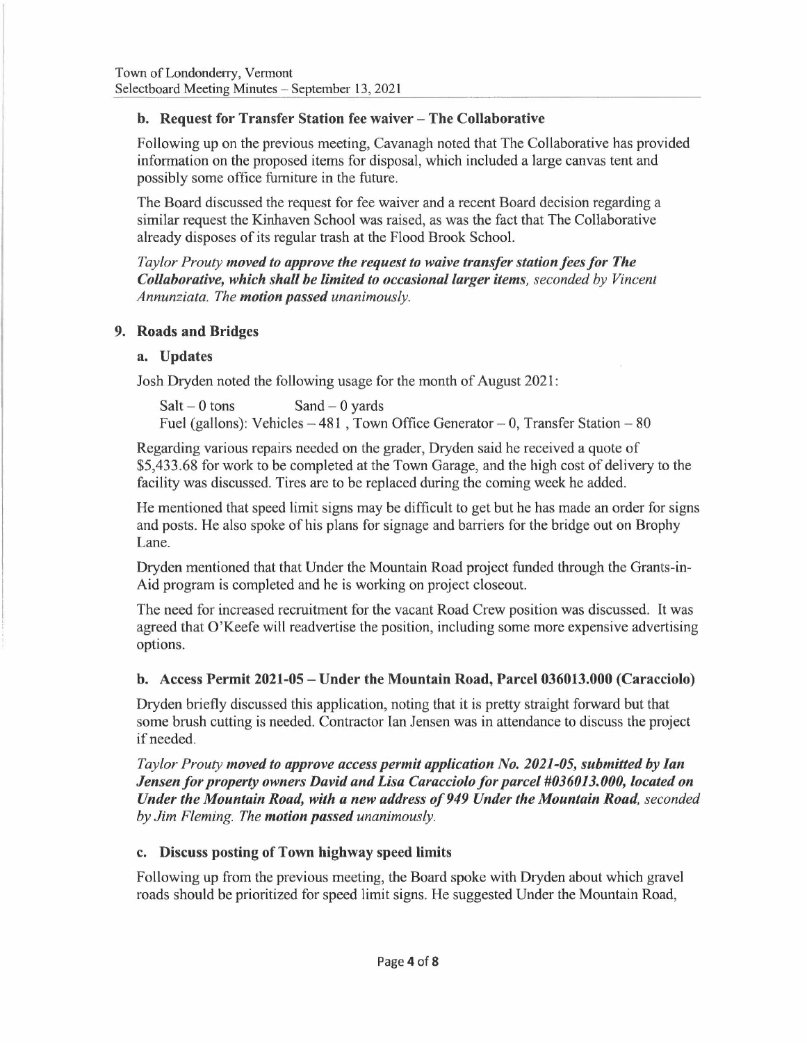### b. Request for Transfer Station fee waiver – The Collaborative

Following up on the previous meeting, Cavanagh noted that The Collaborative has provided information on the proposed items for disposal, which included a large canvas tent and possibly some office furniture in the future.

The Board discussed the request for fee waiver and a recent Board decision regarding a similar request the Kinhaven School was raised, as was the fact that The Collaborative already disposes of its regular trash at the Flood Brook School.

*Taylor Prouty* ***moved to approve the request to waive transfer station fees for The Collaborative, which shall be limited to occasional larger items,*** *seconded by Vincent Annunziata. The* ***motion passed*** *unanimously.*

## 9. Roads and Bridges

### a. Updates

Josh Dryden noted the following usage for the month of August 2021:

Salt – 0 tons    Sand – 0 yards
Fuel (gallons): Vehicles – 481 , Town Office Generator – 0, Transfer Station – 80

Regarding various repairs needed on the grader, Dryden said he received a quote of $5,433.68 for work to be completed at the Town Garage, and the high cost of delivery to the facility was discussed. Tires are to be replaced during the coming week he added.

He mentioned that speed limit signs may be difficult to get but he has made an order for signs and posts. He also spoke of his plans for signage and barriers for the bridge out on Brophy Lane.

Dryden mentioned that that Under the Mountain Road project funded through the Grants-in-Aid program is completed and he is working on project closeout.

The need for increased recruitment for the vacant Road Crew position was discussed. It was agreed that O'Keefe will readvertise the position, including some more expensive advertising options.

### b. Access Permit 2021-05 – Under the Mountain Road, Parcel 036013.000 (Caracciolo)

Dryden briefly discussed this application, noting that it is pretty straight forward but that some brush cutting is needed. Contractor Ian Jensen was in attendance to discuss the project if needed.

*Taylor Prouty* ***moved to approve access permit application No. 2021-05, submitted by Ian Jensen for property owners David and Lisa Caracciolo for parcel #036013.000, located on Under the Mountain Road, with a new address of 949 Under the Mountain Road,*** *seconded by Jim Fleming. The* ***motion passed*** *unanimously.*

### c. Discuss posting of Town highway speed limits

Following up from the previous meeting, the Board spoke with Dryden about which gravel roads should be prioritized for speed limit signs. He suggested Under the Mountain Road,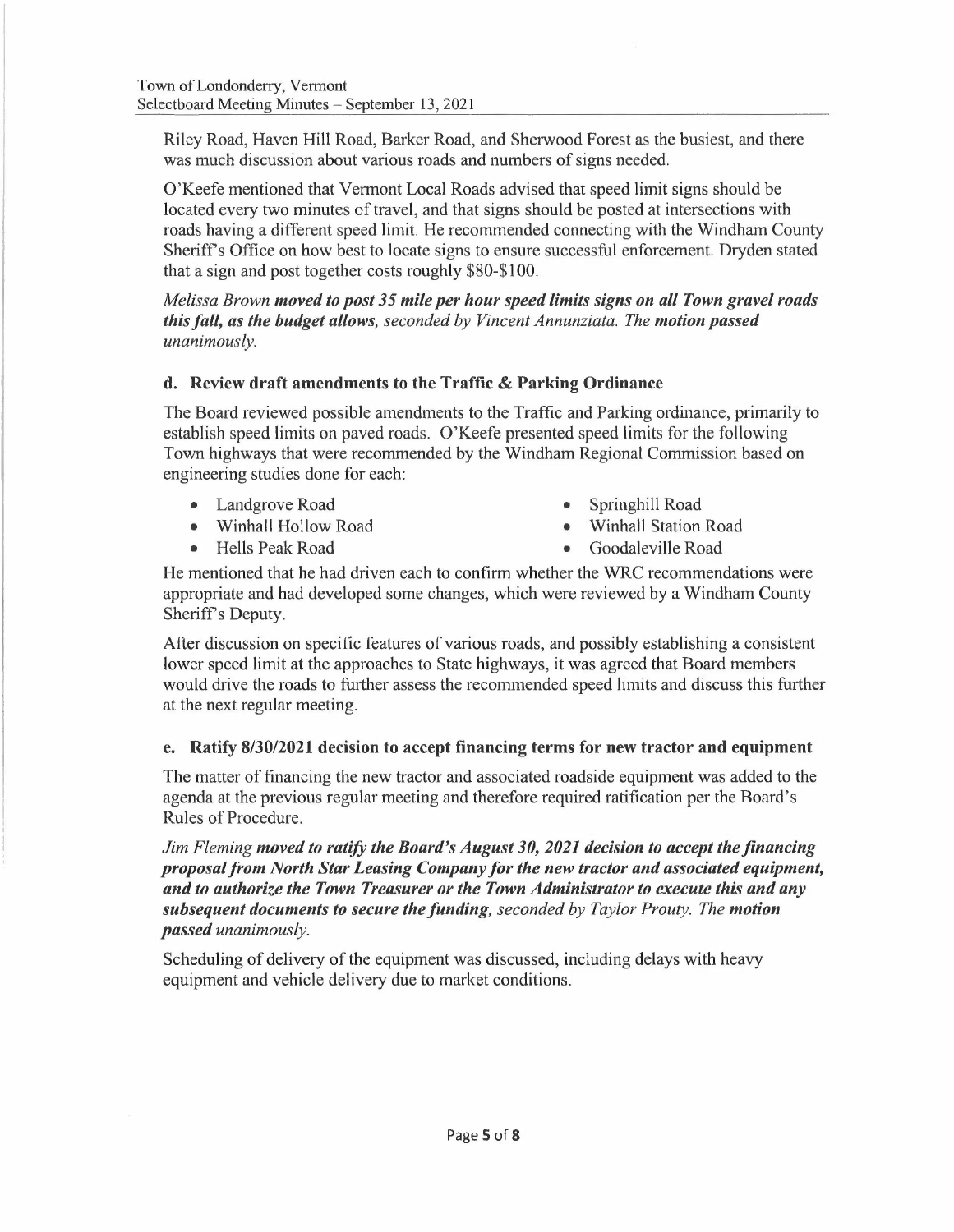Riley Road, Haven Hill Road, Barker Road, and Sherwood Forest as the busiest, and there was much discussion about various roads and numbers of signs needed.

O'Keefe mentioned that Vermont Local Roads advised that speed limit signs should be located every two minutes of travel, and that signs should be posted at intersections with roads having a different speed limit. He recommended connecting with the Windham County Sheriff's Office on how best to locate signs to ensure successful enforcement. Dryden stated that a sign and post together costs roughly $80-$100.

*Melissa Brown* ***moved to post 35 mile per hour speed limits signs on all Town gravel roads this fall, as the budget allows,*** *seconded by Vincent Annunziata. The* ***motion passed*** *unanimously.*

### d. Review draft amendments to the Traffic & Parking Ordinance

The Board reviewed possible amendments to the Traffic and Parking ordinance, primarily to establish speed limits on paved roads. O'Keefe presented speed limits for the following Town highways that were recommended by the Windham Regional Commission based on engineering studies done for each:

- Landgrove Road
- Winhall Hollow Road
- Hells Peak Road
- Springhill Road
- Winhall Station Road
- Goodaleville Road

He mentioned that he had driven each to confirm whether the WRC recommendations were appropriate and had developed some changes, which were reviewed by a Windham County Sheriff's Deputy.

After discussion on specific features of various roads, and possibly establishing a consistent lower speed limit at the approaches to State highways, it was agreed that Board members would drive the roads to further assess the recommended speed limits and discuss this further at the next regular meeting.

### e. Ratify 8/30/2021 decision to accept financing terms for new tractor and equipment

The matter of financing the new tractor and associated roadside equipment was added to the agenda at the previous regular meeting and therefore required ratification per the Board's Rules of Procedure.

*Jim Fleming* ***moved to ratify the Board's August 30, 2021 decision to accept the financing proposal from North Star Leasing Company for the new tractor and associated equipment, and to authorize the Town Treasurer or the Town Administrator to execute this and any subsequent documents to secure the funding,*** *seconded by Taylor Prouty. The* ***motion passed*** *unanimously.*

Scheduling of delivery of the equipment was discussed, including delays with heavy equipment and vehicle delivery due to market conditions.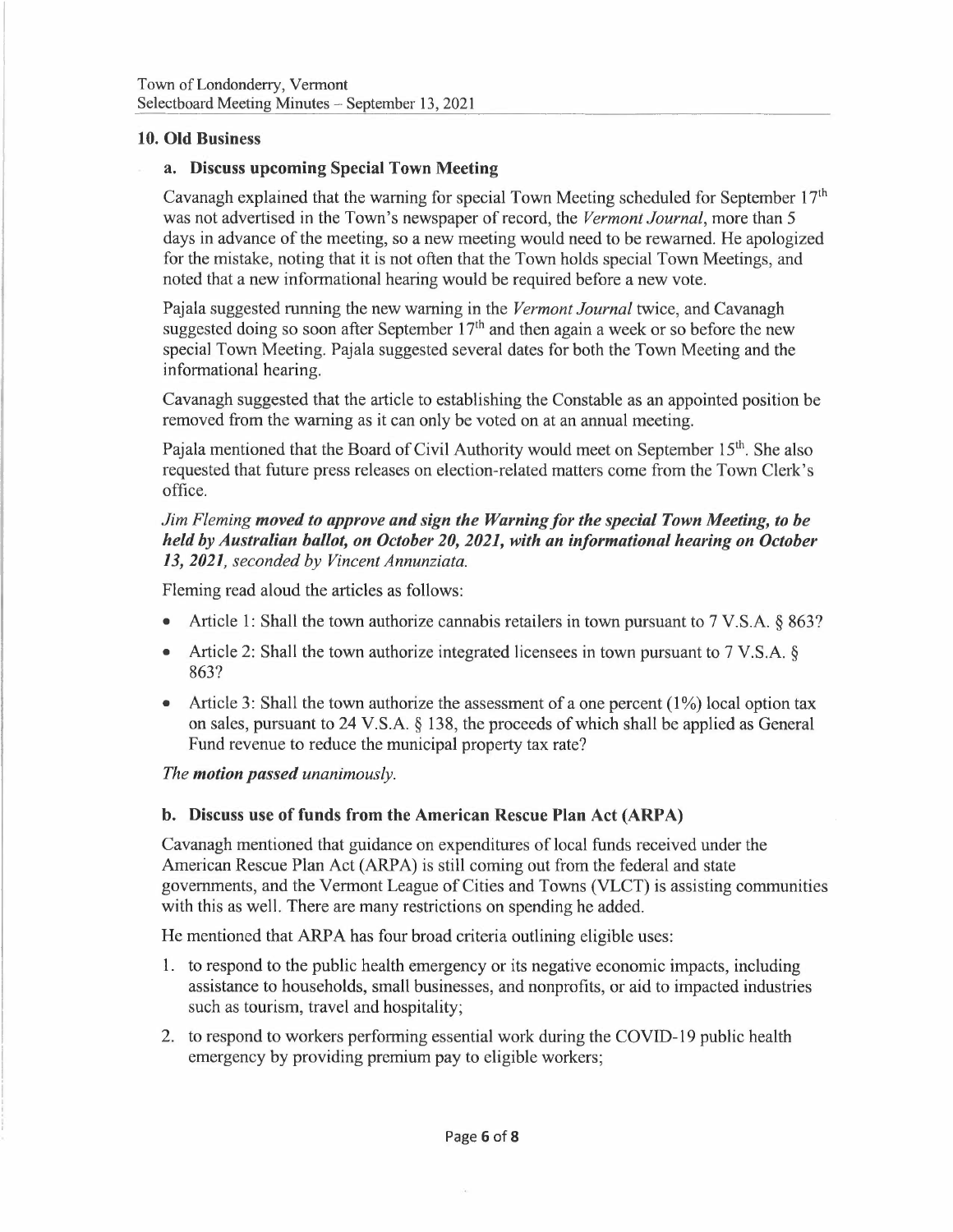## 10. Old Business

### a. Discuss upcoming Special Town Meeting

Cavanagh explained that the warning for special Town Meeting scheduled for September 17th was not advertised in the Town's newspaper of record, the *Vermont Journal*, more than 5 days in advance of the meeting, so a new meeting would need to be rewarned. He apologized for the mistake, noting that it is not often that the Town holds special Town Meetings, and noted that a new informational hearing would be required before a new vote.

Pajala suggested running the new warning in the *Vermont Journal* twice, and Cavanagh suggested doing so soon after September 17th and then again a week or so before the new special Town Meeting. Pajala suggested several dates for both the Town Meeting and the informational hearing.

Cavanagh suggested that the article to establishing the Constable as an appointed position be removed from the warning as it can only be voted on at an annual meeting.

Pajala mentioned that the Board of Civil Authority would meet on September 15th. She also requested that future press releases on election-related matters come from the Town Clerk's office.

*Jim Fleming* ***moved to approve and sign the Warning for the special Town Meeting, to be held by Australian ballot, on October 20, 2021, with an informational hearing on October 13, 2021,*** *seconded by Vincent Annunziata.*

Fleming read aloud the articles as follows:

- Article 1: Shall the town authorize cannabis retailers in town pursuant to 7 V.S.A. § 863?
- Article 2: Shall the town authorize integrated licensees in town pursuant to 7 V.S.A. § 863?
- Article 3: Shall the town authorize the assessment of a one percent (1%) local option tax on sales, pursuant to 24 V.S.A. § 138, the proceeds of which shall be applied as General Fund revenue to reduce the municipal property tax rate?

*The* ***motion passed*** *unanimously.*

### b. Discuss use of funds from the American Rescue Plan Act (ARPA)

Cavanagh mentioned that guidance on expenditures of local funds received under the American Rescue Plan Act (ARPA) is still coming out from the federal and state governments, and the Vermont League of Cities and Towns (VLCT) is assisting communities with this as well. There are many restrictions on spending he added.

He mentioned that ARPA has four broad criteria outlining eligible uses:

1. to respond to the public health emergency or its negative economic impacts, including assistance to households, small businesses, and nonprofits, or aid to impacted industries such as tourism, travel and hospitality;
2. to respond to workers performing essential work during the COVID-19 public health emergency by providing premium pay to eligible workers;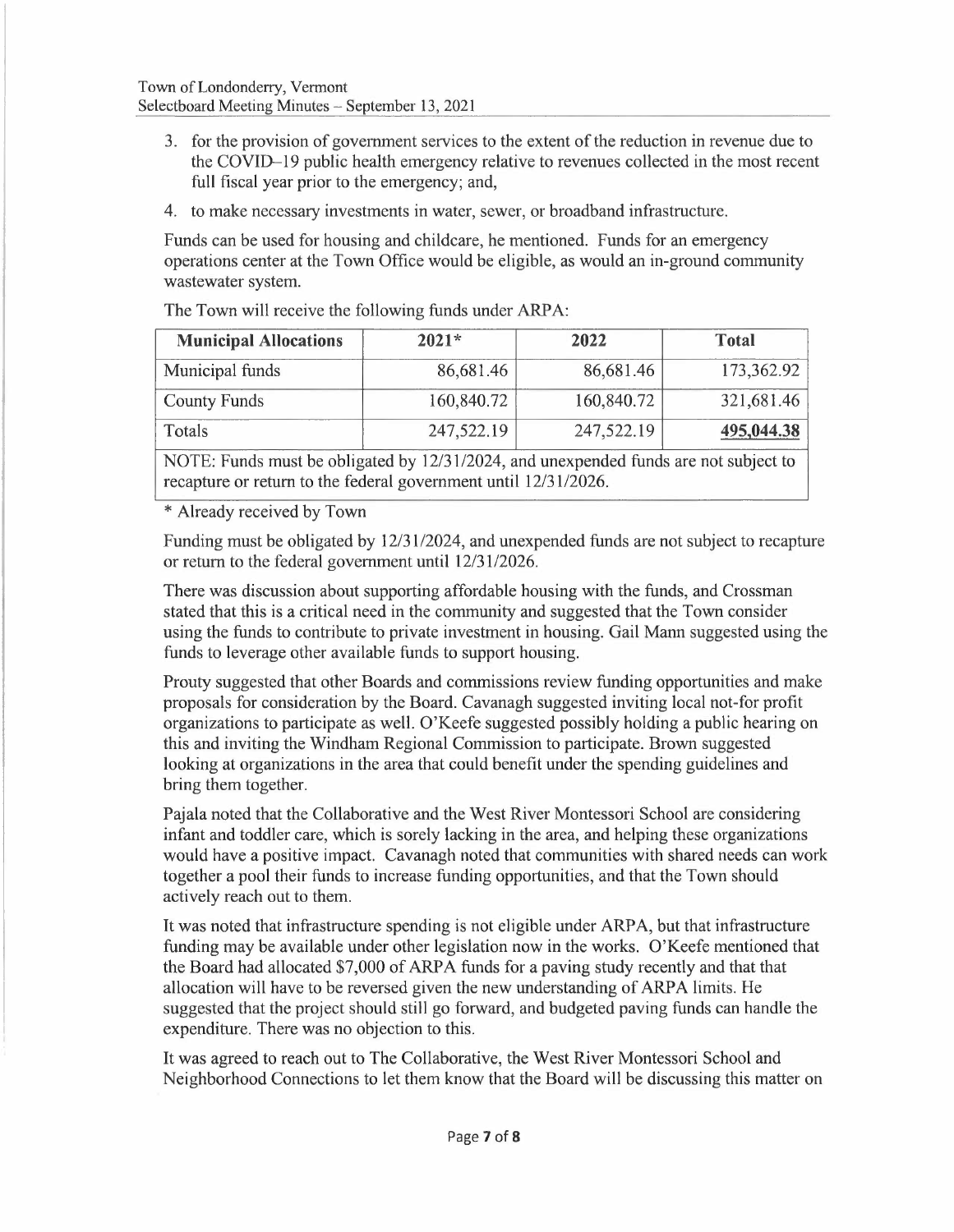3. for the provision of government services to the extent of the reduction in revenue due to the COVID–19 public health emergency relative to revenues collected in the most recent full fiscal year prior to the emergency; and,
4. to make necessary investments in water, sewer, or broadband infrastructure.

Funds can be used for housing and childcare, he mentioned. Funds for an emergency operations center at the Town Office would be eligible, as would an in-ground community wastewater system.

The Town will receive the following funds under ARPA:

| Municipal Allocations | 2021* | 2022 | Total |
|---|---|---|---|
| Municipal funds | 86,681.46 | 86,681.46 | 173,362.92 |
| County Funds | 160,840.72 | 160,840.72 | 321,681.46 |
| Totals | 247,522.19 | 247,522.19 | **495,044.38** |
| NOTE: Funds must be obligated by 12/31/2024, and unexpended funds are not subject to recapture or return to the federal government until 12/31/2026. | | | |

\* Already received by Town

Funding must be obligated by 12/31/2024, and unexpended funds are not subject to recapture or return to the federal government until 12/31/2026.

There was discussion about supporting affordable housing with the funds, and Crossman stated that this is a critical need in the community and suggested that the Town consider using the funds to contribute to private investment in housing. Gail Mann suggested using the funds to leverage other available funds to support housing.

Prouty suggested that other Boards and commissions review funding opportunities and make proposals for consideration by the Board. Cavanagh suggested inviting local not-for profit organizations to participate as well. O'Keefe suggested possibly holding a public hearing on this and inviting the Windham Regional Commission to participate. Brown suggested looking at organizations in the area that could benefit under the spending guidelines and bring them together.

Pajala noted that the Collaborative and the West River Montessori School are considering infant and toddler care, which is sorely lacking in the area, and helping these organizations would have a positive impact. Cavanagh noted that communities with shared needs can work together a pool their funds to increase funding opportunities, and that the Town should actively reach out to them.

It was noted that infrastructure spending is not eligible under ARPA, but that infrastructure funding may be available under other legislation now in the works. O'Keefe mentioned that the Board had allocated $7,000 of ARPA funds for a paving study recently and that that allocation will have to be reversed given the new understanding of ARPA limits. He suggested that the project should still go forward, and budgeted paving funds can handle the expenditure. There was no objection to this.

It was agreed to reach out to The Collaborative, the West River Montessori School and Neighborhood Connections to let them know that the Board will be discussing this matter on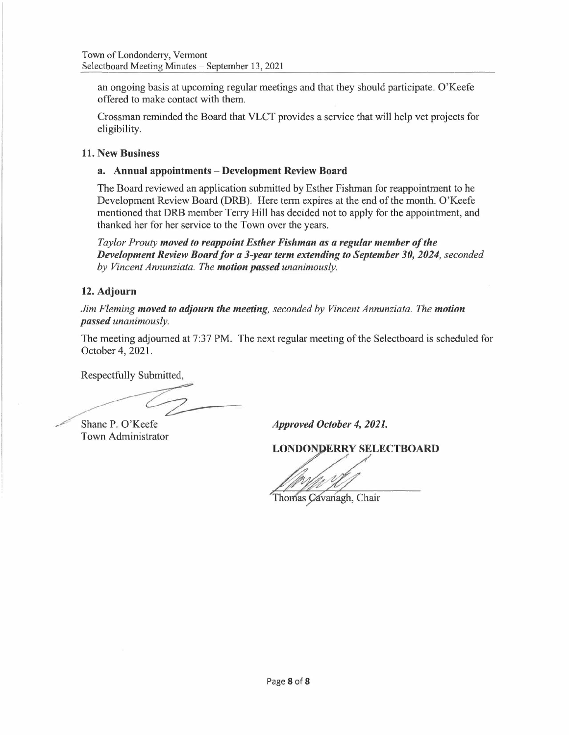an ongoing basis at upcoming regular meetings and that they should participate. O'Keefe offered to make contact with them.

Crossman reminded the Board that VLCT provides a service that will help vet projects for eligibility.

## 11. New Business

### a. Annual appointments – Development Review Board

The Board reviewed an application submitted by Esther Fishman for reappointment to he Development Review Board (DRB). Here term expires at the end of the month. O'Keefe mentioned that DRB member Terry Hill has decided not to apply for the appointment, and thanked her for her service to the Town over the years.

*Taylor Prouty **moved to reappoint Esther Fishman as a regular member of the Development Review Board for a 3-year term extending to September 30, 2024**, seconded by Vincent Annunziata. The **motion passed** unanimously.*

## 12. Adjourn

*Jim Fleming **moved to adjourn the meeting**, seconded by Vincent Annunziata. The **motion passed** unanimously.*

The meeting adjourned at 7:37 PM. The next regular meeting of the Selectboard is scheduled for October 4, 2021.

Respectfully Submitted,

Shane P. O'Keefe
Town Administrator

***Approved October 4, 2021.***

**LONDONDERRY SELECTBOARD**

Thomas Cavanagh, Chair